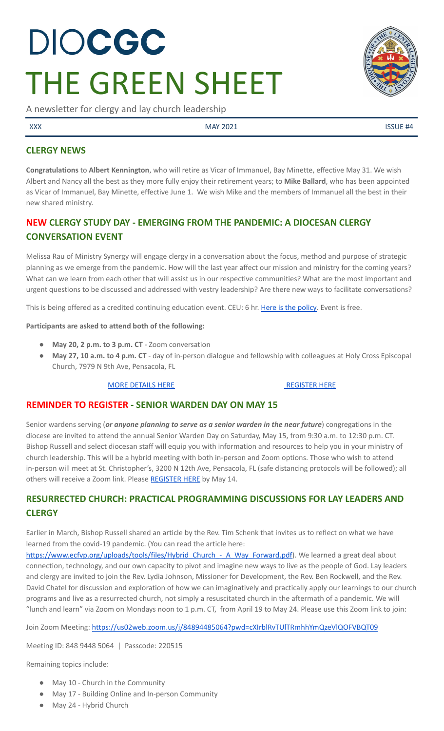# DIOCGC
# THE GREEN SHEET

A newsletter for clergy and lay church leadership

XXX | MAY 2021 | ISSUE #4

## CLERGY NEWS

**Congratulations** to **Albert Kennington**, who will retire as Vicar of Immanuel, Bay Minette, effective May 31. We wish Albert and Nancy all the best as they more fully enjoy their retirement years; to **Mike Ballard**, who has been appointed as Vicar of Immanuel, Bay Minette, effective June 1. We wish Mike and the members of Immanuel all the best in their new shared ministry.

## NEW CLERGY STUDY DAY - EMERGING FROM THE PANDEMIC: A DIOCESAN CLERGY CONVERSATION EVENT

Melissa Rau of Ministry Synergy will engage clergy in a conversation about the focus, method and purpose of strategic planning as we emerge from the pandemic. How will the last year affect our mission and ministry for the coming years? What can we learn from each other that will assist us in our respective communities? What are the most important and urgent questions to be discussed and addressed with vestry leadership? Are there new ways to facilitate conversations?

This is being offered as a credited continuing education event. CEU: 6 hr. Here is the policy. Event is free.

**Participants are asked to attend both of the following:**

- **May 20, 2 p.m. to 3 p.m. CT** - Zoom conversation
- **May 27, 10 a.m. to 4 p.m. CT** - day of in-person dialogue and fellowship with colleagues at Holy Cross Episcopal Church, 7979 N 9th Ave, Pensacola, FL

MORE DETAILS HERE REGISTER HERE

## REMINDER TO REGISTER - SENIOR WARDEN DAY ON MAY 15

Senior wardens serving (***or anyone planning to serve as a senior warden in the near future***) congregations in the diocese are invited to attend the annual Senior Warden Day on Saturday, May 15, from 9:30 a.m. to 12:30 p.m. CT. Bishop Russell and select diocesan staff will equip you with information and resources to help you in your ministry of church leadership. This will be a hybrid meeting with both in-person and Zoom options. Those who wish to attend in-person will meet at St. Christopher's, 3200 N 12th Ave, Pensacola, FL (safe distancing protocols will be followed); all others will receive a Zoom link. Please REGISTER HERE by May 14.

## RESURRECTED CHURCH: PRACTICAL PROGRAMMING DISCUSSIONS FOR LAY LEADERS AND CLERGY

Earlier in March, Bishop Russell shared an article by the Rev. Tim Schenk that invites us to reflect on what we have learned from the covid-19 pandemic. (You can read the article here: https://www.ecfvp.org/uploads/tools/files/Hybrid_Church_-_A_Way_Forward.pdf). We learned a great deal about connection, technology, and our own capacity to pivot and imagine new ways to live as the people of God. Lay leaders and clergy are invited to join the Rev. Lydia Johnson, Missioner for Development, the Rev. Ben Rockwell, and the Rev. David Chatel for discussion and exploration of how we can imaginatively and practically apply our learnings to our church programs and live as a resurrected church, not simply a resuscitated church in the aftermath of a pandemic. We will "lunch and learn" via Zoom on Mondays noon to 1 p.m. CT, from April 19 to May 24. Please use this Zoom link to join:

Join Zoom Meeting: https://us02web.zoom.us/j/84894485064?pwd=cXIrblRvTUlTRmhhYmQzeVlQOFVBQT09

Meeting ID: 848 9448 5064 | Passcode: 220515

Remaining topics include:

- May 10 - Church in the Community
- May 17 - Building Online and In-person Community
- May 24 - Hybrid Church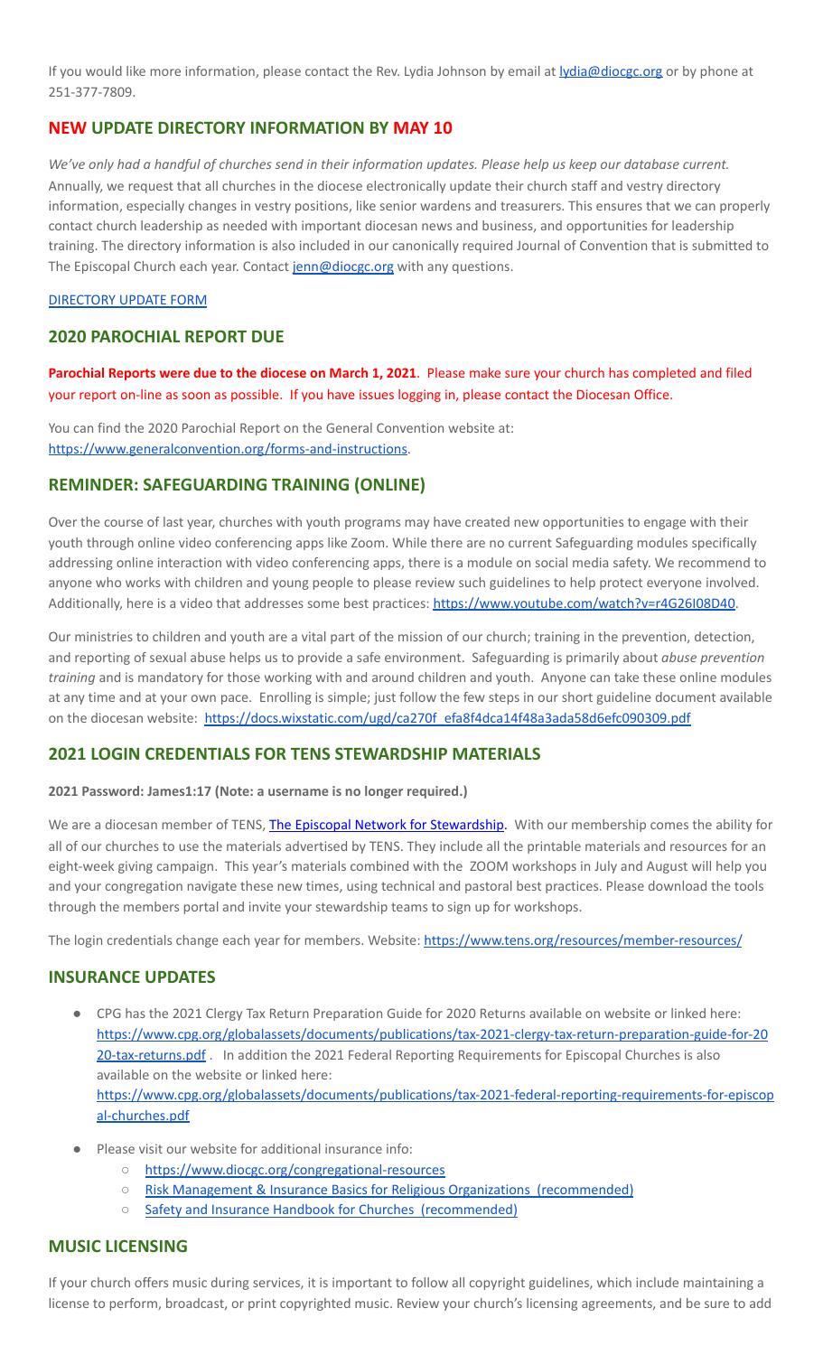If you would like more information, please contact the Rev. Lydia Johnson by email at lydia@diocgc.org or by phone at 251-377-7809.

## NEW UPDATE DIRECTORY INFORMATION BY MAY 10

*We've only had a handful of churches send in their information updates. Please help us keep our database current.* Annually, we request that all churches in the diocese electronically update their church staff and vestry directory information, especially changes in vestry positions, like senior wardens and treasurers. This ensures that we can properly contact church leadership as needed with important diocesan news and business, and opportunities for leadership training. The directory information is also included in our canonically required Journal of Convention that is submitted to The Episcopal Church each year. Contact jenn@diocgc.org with any questions.

DIRECTORY UPDATE FORM

## 2020 PAROCHIAL REPORT DUE

**Parochial Reports were due to the diocese on March 1, 2021**. Please make sure your church has completed and filed your report on-line as soon as possible. If you have issues logging in, please contact the Diocesan Office.

You can find the 2020 Parochial Report on the General Convention website at: https://www.generalconvention.org/forms-and-instructions.

## REMINDER: SAFEGUARDING TRAINING (ONLINE)

Over the course of last year, churches with youth programs may have created new opportunities to engage with their youth through online video conferencing apps like Zoom. While there are no current Safeguarding modules specifically addressing online interaction with video conferencing apps, there is a module on social media safety. We recommend to anyone who works with children and young people to please review such guidelines to help protect everyone involved. Additionally, here is a video that addresses some best practices: https://www.youtube.com/watch?v=r4G26I08D40.

Our ministries to children and youth are a vital part of the mission of our church; training in the prevention, detection, and reporting of sexual abuse helps us to provide a safe environment. Safeguarding is primarily about *abuse prevention training* and is mandatory for those working with and around children and youth. Anyone can take these online modules at any time and at your own pace. Enrolling is simple; just follow the few steps in our short guideline document available on the diocesan website: https://docs.wixstatic.com/ugd/ca270f_efa8f4dca14f48a3ada58d6efc090309.pdf

## 2021 LOGIN CREDENTIALS FOR TENS STEWARDSHIP MATERIALS

**2021 Password: James1:17 (Note: a username is no longer required.)**

We are a diocesan member of TENS, The Episcopal Network for Stewardship. With our membership comes the ability for all of our churches to use the materials advertised by TENS. They include all the printable materials and resources for an eight-week giving campaign. This year's materials combined with the ZOOM workshops in July and August will help you and your congregation navigate these new times, using technical and pastoral best practices. Please download the tools through the members portal and invite your stewardship teams to sign up for workshops.

The login credentials change each year for members. Website: https://www.tens.org/resources/member-resources/

## INSURANCE UPDATES

- CPG has the 2021 Clergy Tax Return Preparation Guide for 2020 Returns available on website or linked here: https://www.cpg.org/globalassets/documents/publications/tax-2021-clergy-tax-return-preparation-guide-for-2020-tax-returns.pdf . In addition the 2021 Federal Reporting Requirements for Episcopal Churches is also available on the website or linked here: https://www.cpg.org/globalassets/documents/publications/tax-2021-federal-reporting-requirements-for-episcopal-churches.pdf
- Please visit our website for additional insurance info:
  - https://www.diocgc.org/congregational-resources
  - Risk Management & Insurance Basics for Religious Organizations (recommended)
  - Safety and Insurance Handbook for Churches (recommended)

## MUSIC LICENSING

If your church offers music during services, it is important to follow all copyright guidelines, which include maintaining a license to perform, broadcast, or print copyrighted music. Review your church's licensing agreements, and be sure to add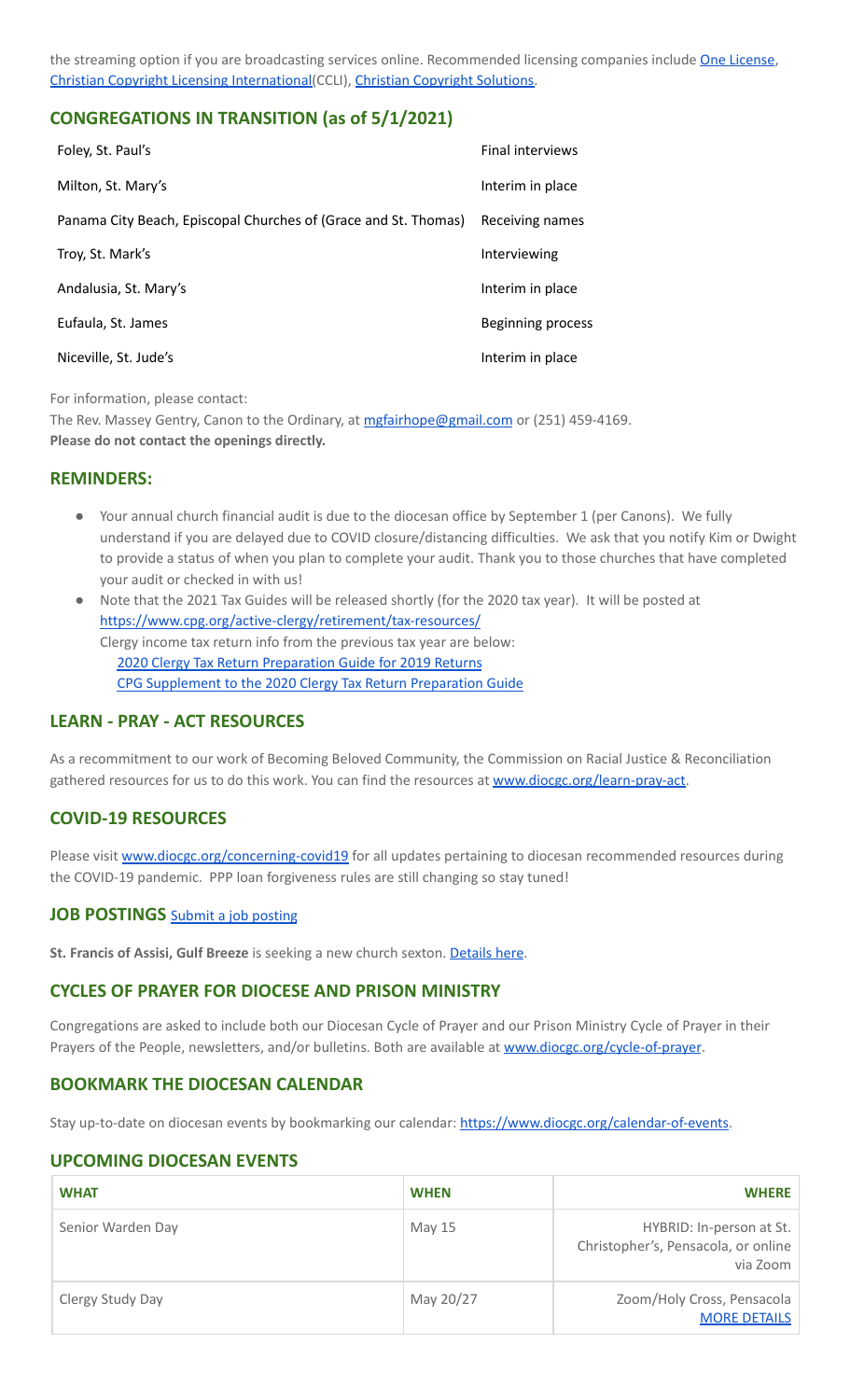the streaming option if you are broadcasting services online. Recommended licensing companies include One License, Christian Copyright Licensing International(CCLI), Christian Copyright Solutions.

## CONGREGATIONS IN TRANSITION (as of 5/1/2021)

| | |
|---|---|
| Foley, St. Paul's | Final interviews |
| Milton, St. Mary's | Interim in place |
| Panama City Beach, Episcopal Churches of (Grace and St. Thomas) | Receiving names |
| Troy, St. Mark's | Interviewing |
| Andalusia, St. Mary's | Interim in place |
| Eufaula, St. James | Beginning process |
| Niceville, St. Jude's | Interim in place |

For information, please contact:
The Rev. Massey Gentry, Canon to the Ordinary, at mgfairhope@gmail.com or (251) 459-4169.
**Please do not contact the openings directly.**

## REMINDERS:

- Your annual church financial audit is due to the diocesan office by September 1 (per Canons). We fully understand if you are delayed due to COVID closure/distancing difficulties. We ask that you notify Kim or Dwight to provide a status of when you plan to complete your audit. Thank you to those churches that have completed your audit or checked in with us!
- Note that the 2021 Tax Guides will be released shortly (for the 2020 tax year). It will be posted at https://www.cpg.org/active-clergy/retirement/tax-resources/
  Clergy income tax return info from the previous tax year are below:
  2020 Clergy Tax Return Preparation Guide for 2019 Returns
  CPG Supplement to the 2020 Clergy Tax Return Preparation Guide

## LEARN - PRAY - ACT RESOURCES

As a recommitment to our work of Becoming Beloved Community, the Commission on Racial Justice & Reconciliation gathered resources for us to do this work. You can find the resources at www.diocgc.org/learn-pray-act.

## COVID-19 RESOURCES

Please visit www.diocgc.org/concerning-covid19 for all updates pertaining to diocesan recommended resources during the COVID-19 pandemic. PPP loan forgiveness rules are still changing so stay tuned!

## JOB POSTINGS Submit a job posting

**St. Francis of Assisi, Gulf Breeze** is seeking a new church sexton. Details here.

## CYCLES OF PRAYER FOR DIOCESE AND PRISON MINISTRY

Congregations are asked to include both our Diocesan Cycle of Prayer and our Prison Ministry Cycle of Prayer in their Prayers of the People, newsletters, and/or bulletins. Both are available at www.diocgc.org/cycle-of-prayer.

## BOOKMARK THE DIOCESAN CALENDAR

Stay up-to-date on diocesan events by bookmarking our calendar: https://www.diocgc.org/calendar-of-events.

## UPCOMING DIOCESAN EVENTS

| WHAT | WHEN | WHERE |
|---|---|---|
| Senior Warden Day | May 15 | HYBRID: In-person at St. Christopher's, Pensacola, or online via Zoom |
| Clergy Study Day | May 20/27 | Zoom/Holy Cross, Pensacola MORE DETAILS |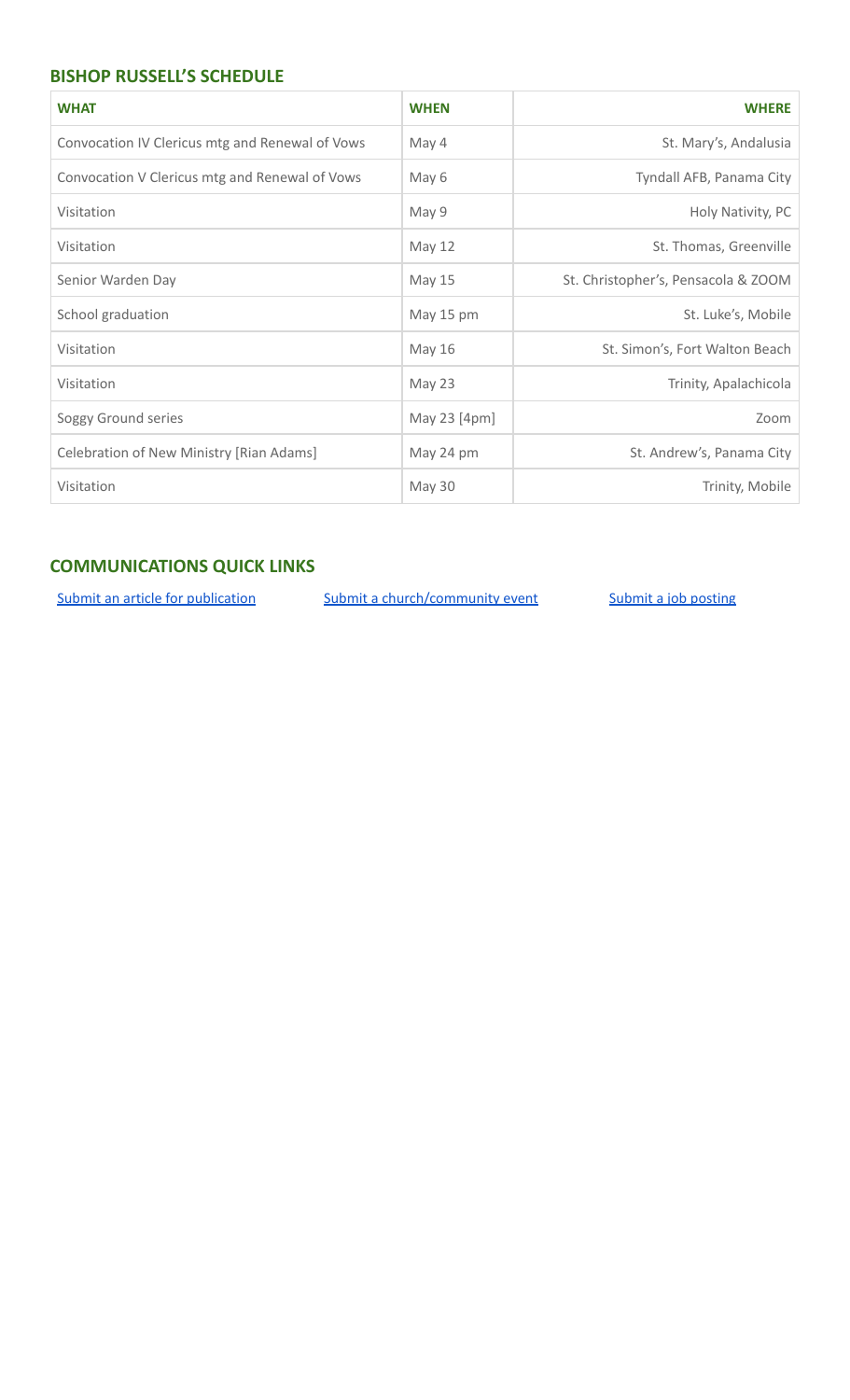## BISHOP RUSSELL'S SCHEDULE

| WHAT | WHEN | WHERE |
|---|---|---|
| Convocation IV Clericus mtg and Renewal of Vows | May 4 | St. Mary's, Andalusia |
| Convocation V Clericus mtg and Renewal of Vows | May 6 | Tyndall AFB, Panama City |
| Visitation | May 9 | Holy Nativity, PC |
| Visitation | May 12 | St. Thomas, Greenville |
| Senior Warden Day | May 15 | St. Christopher's, Pensacola & ZOOM |
| School graduation | May 15 pm | St. Luke's, Mobile |
| Visitation | May 16 | St. Simon's, Fort Walton Beach |
| Visitation | May 23 | Trinity, Apalachicola |
| Soggy Ground series | May 23 [4pm] | Zoom |
| Celebration of New Ministry [Rian Adams] | May 24 pm | St. Andrew's, Panama City |
| Visitation | May 30 | Trinity, Mobile |

## COMMUNICATIONS QUICK LINKS

Submit an article for publication | Submit a church/community event | Submit a job posting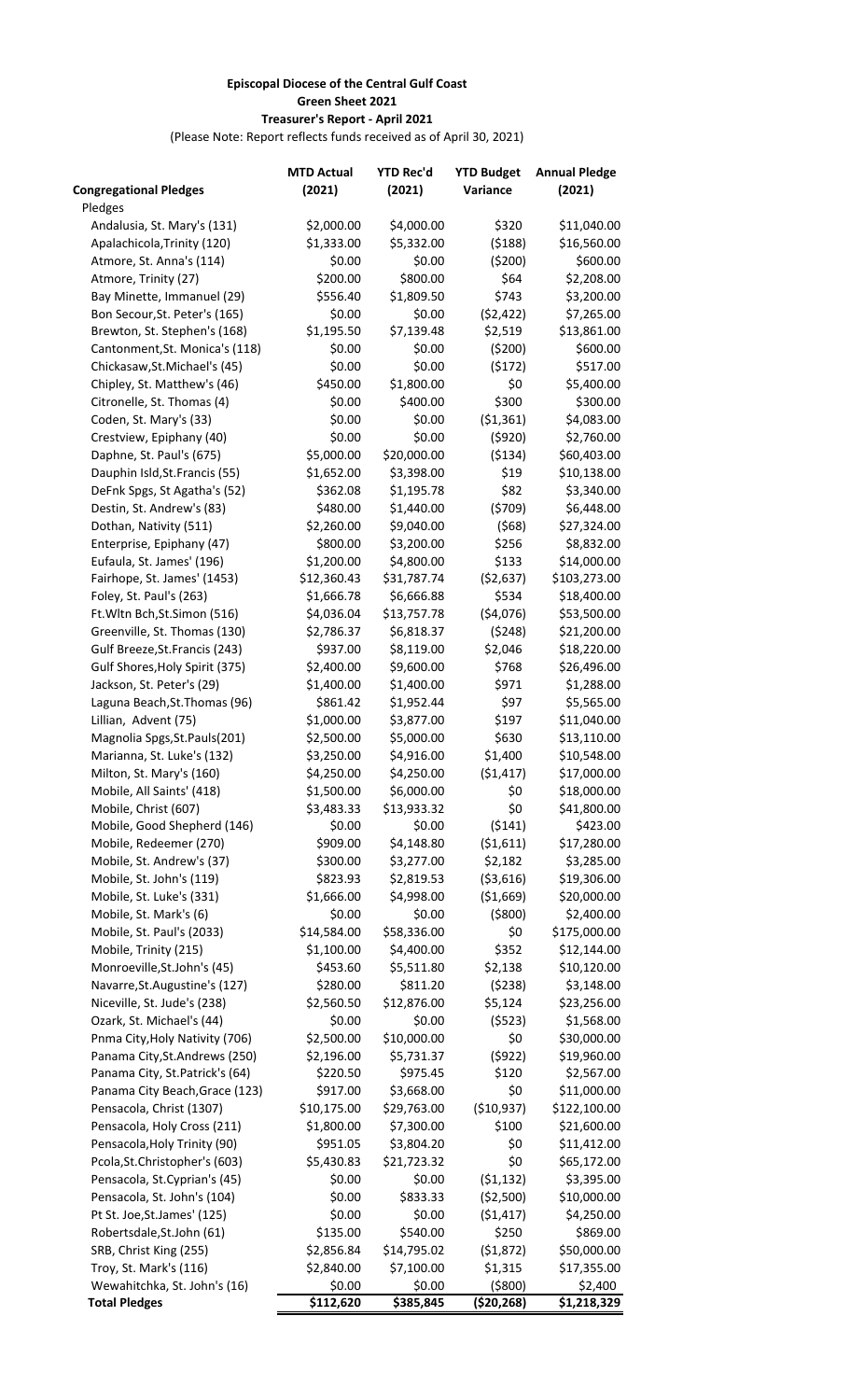**Episcopal Diocese of the Central Gulf Coast**
**Green Sheet 2021**
**Treasurer's Report - April 2021**
(Please Note: Report reflects funds received as of April 30, 2021)

| **Congregational Pledges** | **MTD Actual (2021)** | **YTD Rec'd (2021)** | **YTD Budget Variance** | **Annual Pledge (2021)** |
|---|---|---|---|---|
| Pledges | | | | |
| Andalusia, St. Mary's (131) | $2,000.00 | $4,000.00 | $320 | $11,040.00 |
| Apalachicola,Trinity (120) | $1,333.00 | $5,332.00 | ($188) | $16,560.00 |
| Atmore, St. Anna's (114) | $0.00 | $0.00 | ($200) | $600.00 |
| Atmore, Trinity (27) | $200.00 | $800.00 | $64 | $2,208.00 |
| Bay Minette, Immanuel (29) | $556.40 | $1,809.50 | $743 | $3,200.00 |
| Bon Secour,St. Peter's (165) | $0.00 | $0.00 | ($2,422) | $7,265.00 |
| Brewton, St. Stephen's (168) | $1,195.50 | $7,139.48 | $2,519 | $13,861.00 |
| Cantonment,St. Monica's (118) | $0.00 | $0.00 | ($200) | $600.00 |
| Chickasaw,St.Michael's (45) | $0.00 | $0.00 | ($172) | $517.00 |
| Chipley, St. Matthew's (46) | $450.00 | $1,800.00 | $0 | $5,400.00 |
| Citronelle, St. Thomas (4) | $0.00 | $400.00 | $300 | $300.00 |
| Coden, St. Mary's (33) | $0.00 | $0.00 | ($1,361) | $4,083.00 |
| Crestview, Epiphany (40) | $0.00 | $0.00 | ($920) | $2,760.00 |
| Daphne, St. Paul's (675) | $5,000.00 | $20,000.00 | ($134) | $60,403.00 |
| Dauphin Isld,St.Francis (55) | $1,652.00 | $3,398.00 | $19 | $10,138.00 |
| DeFnk Spgs, St Agatha's (52) | $362.08 | $1,195.78 | $82 | $3,340.00 |
| Destin, St. Andrew's (83) | $480.00 | $1,440.00 | ($709) | $6,448.00 |
| Dothan, Nativity (511) | $2,260.00 | $9,040.00 | ($68) | $27,324.00 |
| Enterprise, Epiphany (47) | $800.00 | $3,200.00 | $256 | $8,832.00 |
| Eufaula, St. James' (196) | $1,200.00 | $4,800.00 | $133 | $14,000.00 |
| Fairhope, St. James' (1453) | $12,360.43 | $31,787.74 | ($2,637) | $103,273.00 |
| Foley, St. Paul's (263) | $1,666.78 | $6,666.88 | $534 | $18,400.00 |
| Ft.Wltn Bch,St.Simon (516) | $4,036.04 | $13,757.78 | ($4,076) | $53,500.00 |
| Greenville, St. Thomas (130) | $2,786.37 | $6,818.37 | ($248) | $21,200.00 |
| Gulf Breeze,St.Francis (243) | $937.00 | $8,119.00 | $2,046 | $18,220.00 |
| Gulf Shores,Holy Spirit (375) | $2,400.00 | $9,600.00 | $768 | $26,496.00 |
| Jackson, St. Peter's (29) | $1,400.00 | $1,400.00 | $971 | $1,288.00 |
| Laguna Beach,St.Thomas (96) | $861.42 | $1,952.44 | $97 | $5,565.00 |
| Lillian, Advent (75) | $1,000.00 | $3,877.00 | $197 | $11,040.00 |
| Magnolia Spgs,St.Pauls(201) | $2,500.00 | $5,000.00 | $630 | $13,110.00 |
| Marianna, St. Luke's (132) | $3,250.00 | $4,916.00 | $1,400 | $10,548.00 |
| Milton, St. Mary's (160) | $4,250.00 | $4,250.00 | ($1,417) | $17,000.00 |
| Mobile, All Saints' (418) | $1,500.00 | $6,000.00 | $0 | $18,000.00 |
| Mobile, Christ (607) | $3,483.33 | $13,933.32 | $0 | $41,800.00 |
| Mobile, Good Shepherd (146) | $0.00 | $0.00 | ($141) | $423.00 |
| Mobile, Redeemer (270) | $909.00 | $4,148.80 | ($1,611) | $17,280.00 |
| Mobile, St. Andrew's (37) | $300.00 | $3,277.00 | $2,182 | $3,285.00 |
| Mobile, St. John's (119) | $823.93 | $2,819.53 | ($3,616) | $19,306.00 |
| Mobile, St. Luke's (331) | $1,666.00 | $4,998.00 | ($1,669) | $20,000.00 |
| Mobile, St. Mark's (6) | $0.00 | $0.00 | ($800) | $2,400.00 |
| Mobile, St. Paul's (2033) | $14,584.00 | $58,336.00 | $0 | $175,000.00 |
| Mobile, Trinity (215) | $1,100.00 | $4,400.00 | $352 | $12,144.00 |
| Monroeville,St.John's (45) | $453.60 | $5,511.80 | $2,138 | $10,120.00 |
| Navarre,St.Augustine's (127) | $280.00 | $811.20 | ($238) | $3,148.00 |
| Niceville, St. Jude's (238) | $2,560.50 | $12,876.00 | $5,124 | $23,256.00 |
| Ozark, St. Michael's (44) | $0.00 | $0.00 | ($523) | $1,568.00 |
| Pnma City,Holy Nativity (706) | $2,500.00 | $10,000.00 | $0 | $30,000.00 |
| Panama City,St.Andrews (250) | $2,196.00 | $5,731.37 | ($922) | $19,960.00 |
| Panama City, St.Patrick's (64) | $220.50 | $975.45 | $120 | $2,567.00 |
| Panama City Beach,Grace (123) | $917.00 | $3,668.00 | $0 | $11,000.00 |
| Pensacola, Christ (1307) | $10,175.00 | $29,763.00 | ($10,937) | $122,100.00 |
| Pensacola, Holy Cross (211) | $1,800.00 | $7,300.00 | $100 | $21,600.00 |
| Pensacola,Holy Trinity (90) | $951.05 | $3,804.20 | $0 | $11,412.00 |
| Pcola,St.Christopher's (603) | $5,430.83 | $21,723.32 | $0 | $65,172.00 |
| Pensacola, St.Cyprian's (45) | $0.00 | $0.00 | ($1,132) | $3,395.00 |
| Pensacola, St. John's (104) | $0.00 | $833.33 | ($2,500) | $10,000.00 |
| Pt St. Joe,St.James' (125) | $0.00 | $0.00 | ($1,417) | $4,250.00 |
| Robertsdale,St.John (61) | $135.00 | $540.00 | $250 | $869.00 |
| SRB, Christ King (255) | $2,856.84 | $14,795.02 | ($1,872) | $50,000.00 |
| Troy, St. Mark's (116) | $2,840.00 | $7,100.00 | $1,315 | $17,355.00 |
| Wewahitchka, St. John's (16) | $0.00 | $0.00 | ($800) | $2,400 |
| **Total Pledges** | **$112,620** | **$385,845** | **($20,268)** | **$1,218,329** |